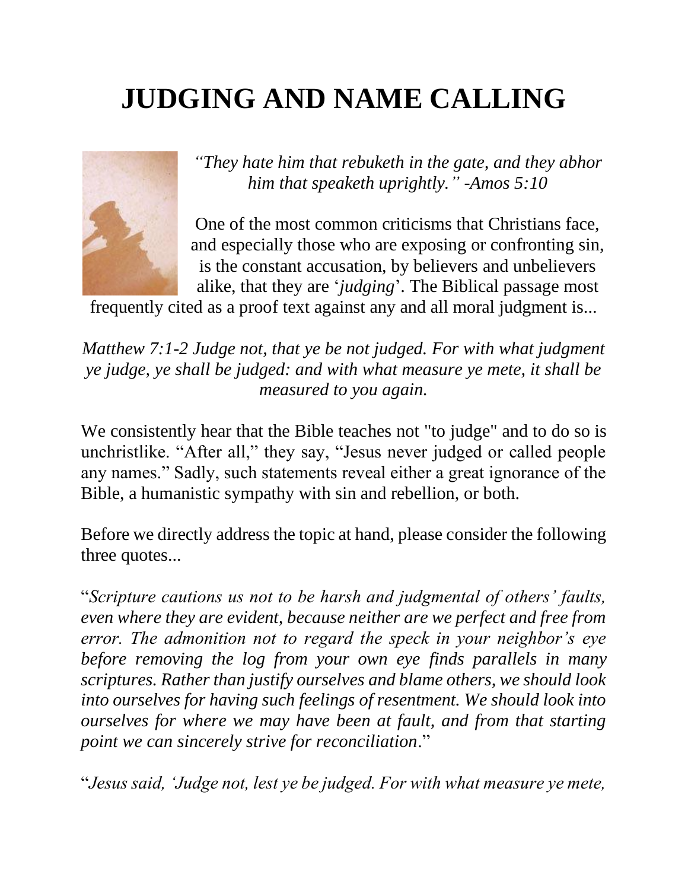# JUDGING AND NAME CALLING

*"They hate him that rebuketh in the gate, and they abhor him that speaketh uprightly." -Amos 5:10*

One of the most common criticisms that Christians face, and especially those who are exposing or confronting sin, is the constant accusation, by believers and unbelievers alike, that they are '*judging*'. The Biblical passage most frequently cited as a proof text against any and all moral judgment is...

*Matthew 7:1-2 Judge not, that ye be not judged. For with what judgment ye judge, ye shall be judged: and with what measure ye mete, it shall be measured to you again.*

We consistently hear that the Bible teaches not "to judge" and to do so is unchristlike. "After all," they say, "Jesus never judged or called people any names." Sadly, such statements reveal either a great ignorance of the Bible, a humanistic sympathy with sin and rebellion, or both.

Before we directly address the topic at hand, please consider the following three quotes...

"*Scripture cautions us not to be harsh and judgmental of others' faults, even where they are evident, because neither are we perfect and free from error. The admonition not to regard the speck in your neighbor's eye before removing the log from your own eye finds parallels in many scriptures. Rather than justify ourselves and blame others, we should look into ourselves for having such feelings of resentment. We should look into ourselves for where we may have been at fault, and from that starting point we can sincerely strive for reconciliation*."

"*Jesus said, 'Judge not, lest ye be judged. For with what measure ye mete,*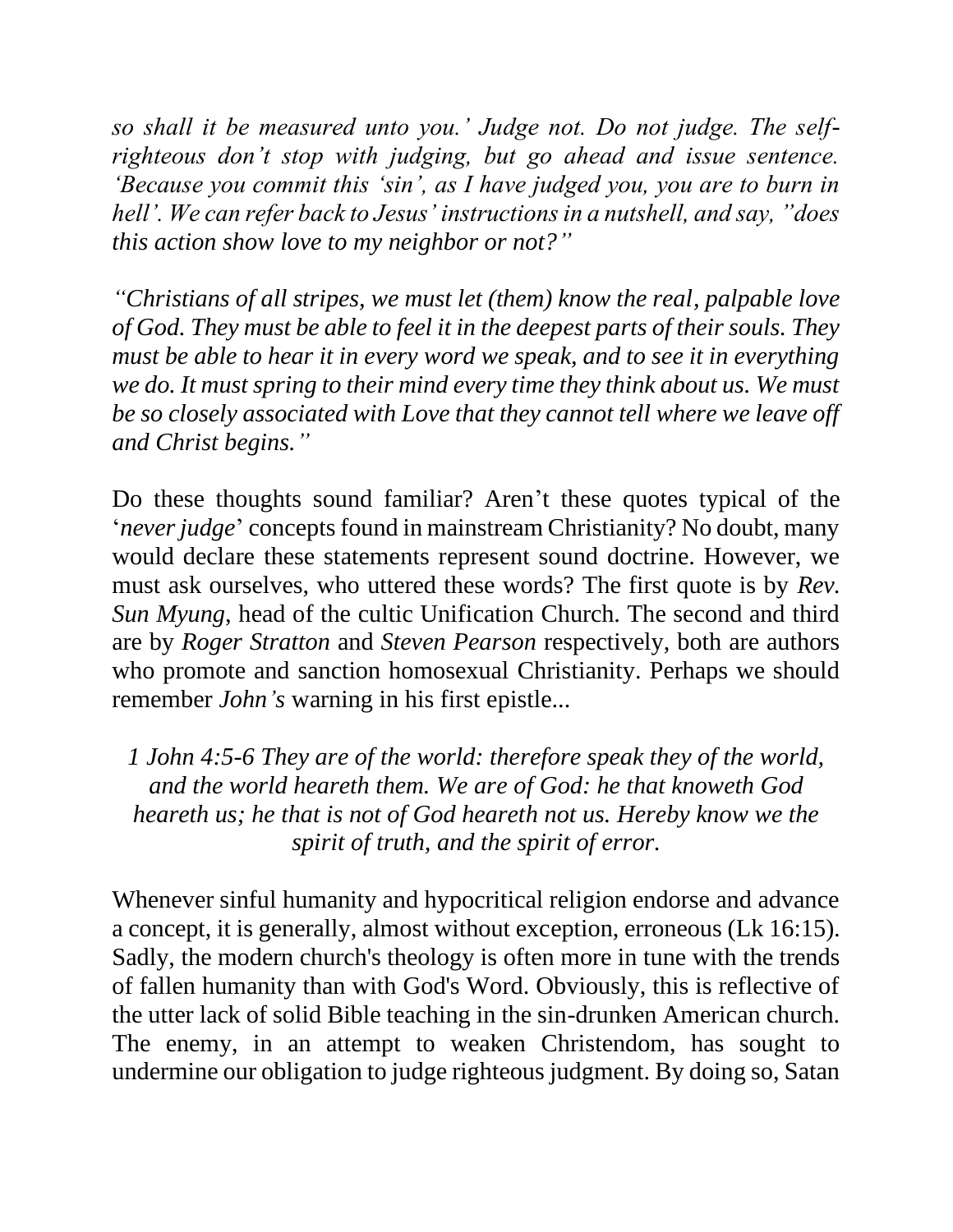*so shall it be measured unto you.' Judge not. Do not judge. The self-righteous don't stop with judging, but go ahead and issue sentence. 'Because you commit this 'sin', as I have judged you, you are to burn in hell'. We can refer back to Jesus' instructions in a nutshell, and say, "does this action show love to my neighbor or not?"*

*"Christians of all stripes, we must let (them) know the real, palpable love of God. They must be able to feel it in the deepest parts of their souls. They must be able to hear it in every word we speak, and to see it in everything we do. It must spring to their mind every time they think about us. We must be so closely associated with Love that they cannot tell where we leave off and Christ begins."*

Do these thoughts sound familiar? Aren't these quotes typical of the '*never judge*' concepts found in mainstream Christianity? No doubt, many would declare these statements represent sound doctrine. However, we must ask ourselves, who uttered these words? The first quote is by *Rev. Sun Myung*, head of the cultic Unification Church. The second and third are by *Roger Stratton* and *Steven Pearson* respectively, both are authors who promote and sanction homosexual Christianity. Perhaps we should remember *John's* warning in his first epistle...

*1 John 4:5-6 They are of the world: therefore speak they of the world, and the world heareth them. We are of God: he that knoweth God heareth us; he that is not of God heareth not us. Hereby know we the spirit of truth, and the spirit of error.*

Whenever sinful humanity and hypocritical religion endorse and advance a concept, it is generally, almost without exception, erroneous (Lk 16:15). Sadly, the modern church's theology is often more in tune with the trends of fallen humanity than with God's Word. Obviously, this is reflective of the utter lack of solid Bible teaching in the sin-drunken American church. The enemy, in an attempt to weaken Christendom, has sought to undermine our obligation to judge righteous judgment. By doing so, Satan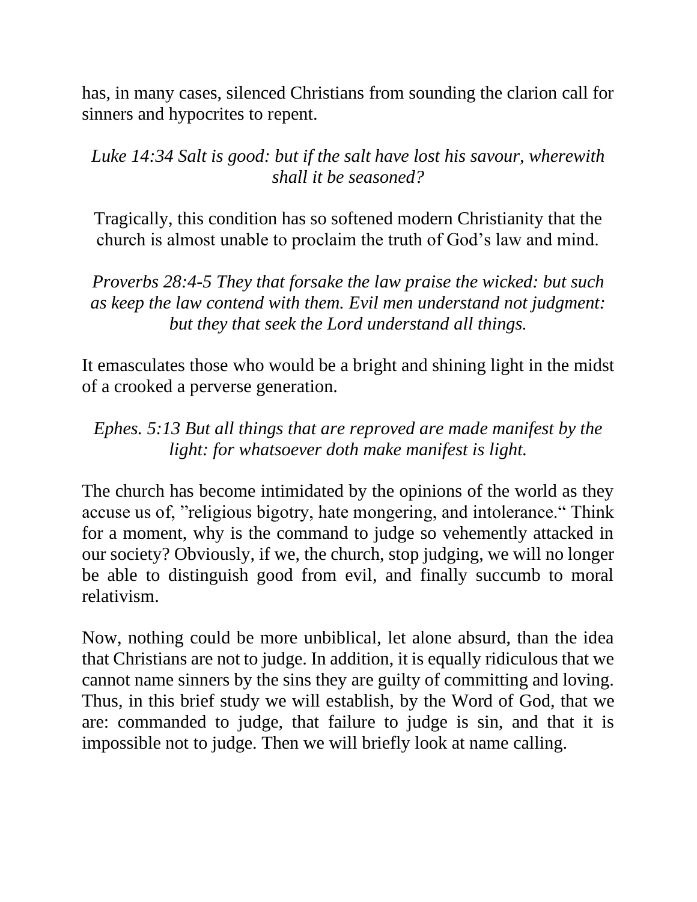has, in many cases, silenced Christians from sounding the clarion call for sinners and hypocrites to repent.

*Luke 14:34 Salt is good: but if the salt have lost his savour, wherewith shall it be seasoned?*

Tragically, this condition has so softened modern Christianity that the church is almost unable to proclaim the truth of God's law and mind.

*Proverbs 28:4-5 They that forsake the law praise the wicked: but such as keep the law contend with them. Evil men understand not judgment: but they that seek the Lord understand all things.*

It emasculates those who would be a bright and shining light in the midst of a crooked a perverse generation.

*Ephes. 5:13 But all things that are reproved are made manifest by the light: for whatsoever doth make manifest is light.*

The church has become intimidated by the opinions of the world as they accuse us of, "religious bigotry, hate mongering, and intolerance." Think for a moment, why is the command to judge so vehemently attacked in our society? Obviously, if we, the church, stop judging, we will no longer be able to distinguish good from evil, and finally succumb to moral relativism.

Now, nothing could be more unbiblical, let alone absurd, than the idea that Christians are not to judge. In addition, it is equally ridiculous that we cannot name sinners by the sins they are guilty of committing and loving. Thus, in this brief study we will establish, by the Word of God, that we are: commanded to judge, that failure to judge is sin, and that it is impossible not to judge. Then we will briefly look at name calling.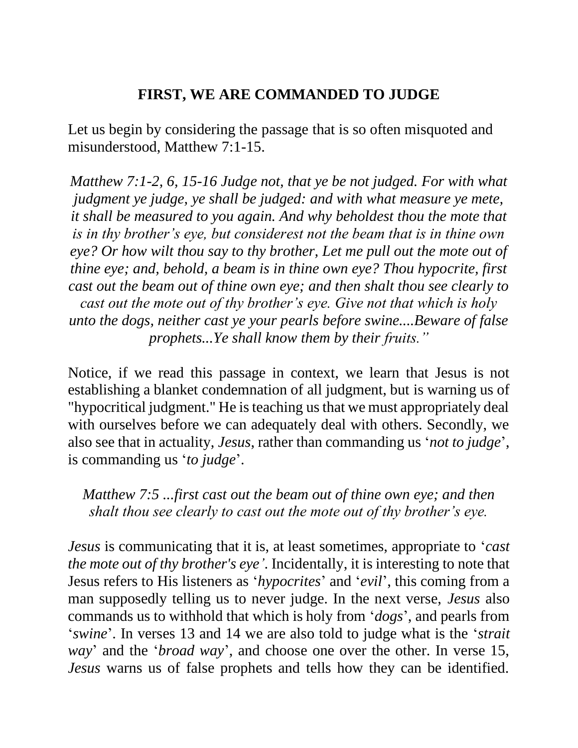## FIRST, WE ARE COMMANDED TO JUDGE

Let us begin by considering the passage that is so often misquoted and misunderstood, Matthew 7:1-15.

*Matthew 7:1-2, 6, 15-16 Judge not, that ye be not judged. For with what judgment ye judge, ye shall be judged: and with what measure ye mete, it shall be measured to you again. And why beholdest thou the mote that is in thy brother's eye, but considerest not the beam that is in thine own eye? Or how wilt thou say to thy brother, Let me pull out the mote out of thine eye; and, behold, a beam is in thine own eye? Thou hypocrite, first cast out the beam out of thine own eye; and then shalt thou see clearly to cast out the mote out of thy brother's eye. Give not that which is holy unto the dogs, neither cast ye your pearls before swine....Beware of false prophets...Ye shall know them by their fruits."*

Notice, if we read this passage in context, we learn that Jesus is not establishing a blanket condemnation of all judgment, but is warning us of "hypocritical judgment." He is teaching us that we must appropriately deal with ourselves before we can adequately deal with others. Secondly, we also see that in actuality, *Jesus*, rather than commanding us '*not to judge*', is commanding us '*to judge*'.

*Matthew 7:5 ...first cast out the beam out of thine own eye; and then shalt thou see clearly to cast out the mote out of thy brother's eye.*

*Jesus* is communicating that it is, at least sometimes, appropriate to '*cast the mote out of thy brother's eye'*. Incidentally, it is interesting to note that Jesus refers to His listeners as '*hypocrites*' and '*evil*', this coming from a man supposedly telling us to never judge. In the next verse, *Jesus* also commands us to withhold that which is holy from '*dogs*', and pearls from '*swine*'. In verses 13 and 14 we are also told to judge what is the '*strait way*' and the '*broad way*', and choose one over the other. In verse 15, *Jesus* warns us of false prophets and tells how they can be identified.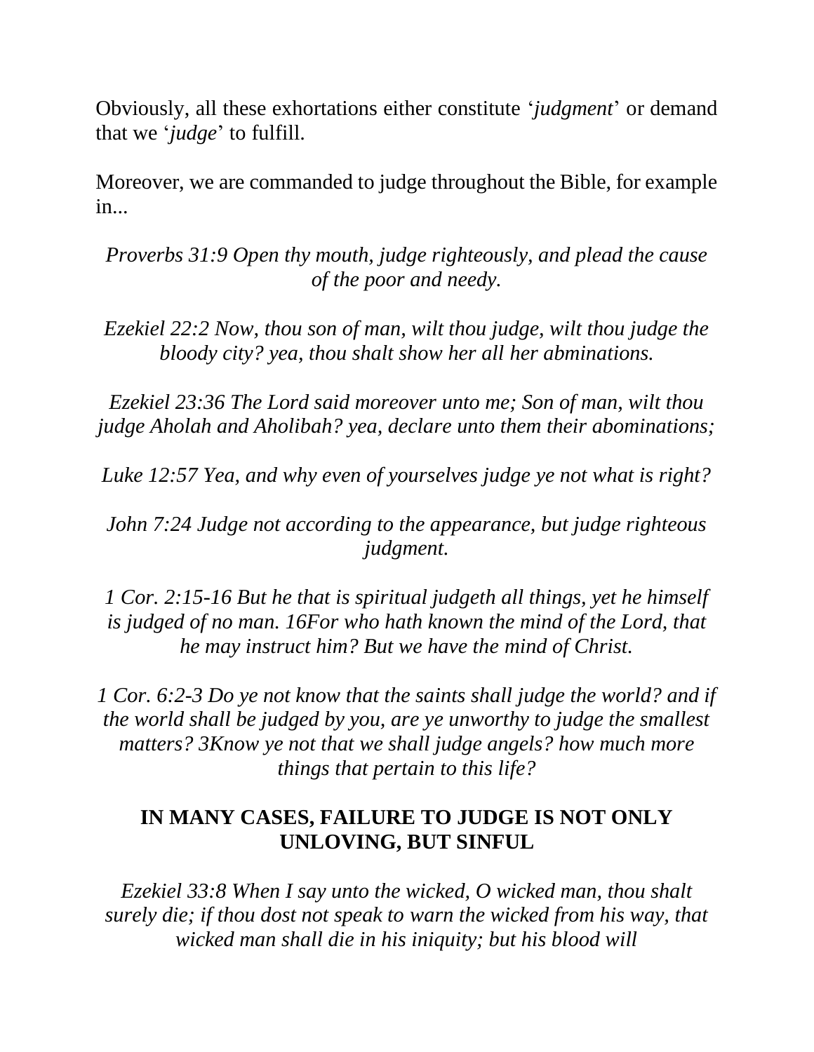Obviously, all these exhortations either constitute '*judgment*' or demand that we '*judge*' to fulfill.

Moreover, we are commanded to judge throughout the Bible, for example in...

*Proverbs 31:9 Open thy mouth, judge righteously, and plead the cause of the poor and needy.*

*Ezekiel 22:2 Now, thou son of man, wilt thou judge, wilt thou judge the bloody city? yea, thou shalt show her all her abminations.*

*Ezekiel 23:36 The Lord said moreover unto me; Son of man, wilt thou judge Aholah and Aholibah? yea, declare unto them their abominations;*

*Luke 12:57 Yea, and why even of yourselves judge ye not what is right?*

*John 7:24 Judge not according to the appearance, but judge righteous judgment.*

*1 Cor. 2:15-16 But he that is spiritual judgeth all things, yet he himself is judged of no man. 16For who hath known the mind of the Lord, that he may instruct him? But we have the mind of Christ.*

*1 Cor. 6:2-3 Do ye not know that the saints shall judge the world? and if the world shall be judged by you, are ye unworthy to judge the smallest matters? 3Know ye not that we shall judge angels? how much more things that pertain to this life?*

## IN MANY CASES, FAILURE TO JUDGE IS NOT ONLY UNLOVING, BUT SINFUL

*Ezekiel 33:8 When I say unto the wicked, O wicked man, thou shalt surely die; if thou dost not speak to warn the wicked from his way, that wicked man shall die in his iniquity; but his blood will*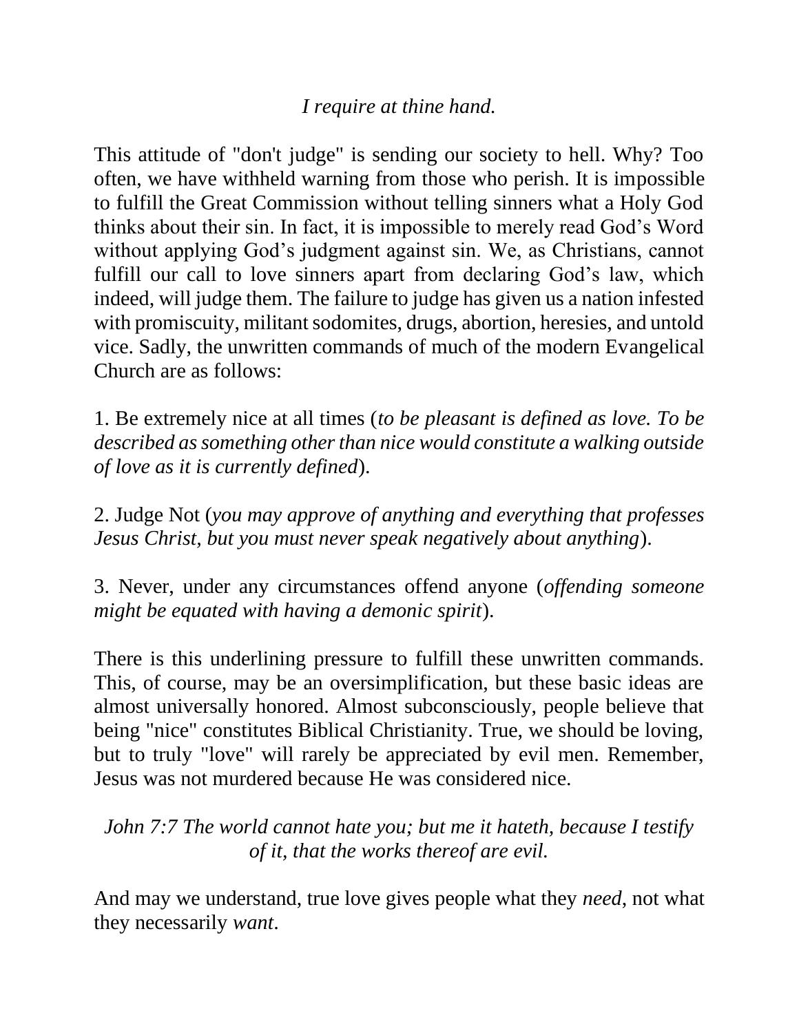*I require at thine hand.*

This attitude of "don't judge" is sending our society to hell. Why? Too often, we have withheld warning from those who perish. It is impossible to fulfill the Great Commission without telling sinners what a Holy God thinks about their sin. In fact, it is impossible to merely read God's Word without applying God's judgment against sin. We, as Christians, cannot fulfill our call to love sinners apart from declaring God's law, which indeed, will judge them. The failure to judge has given us a nation infested with promiscuity, militant sodomites, drugs, abortion, heresies, and untold vice. Sadly, the unwritten commands of much of the modern Evangelical Church are as follows:

1. Be extremely nice at all times (*to be pleasant is defined as love. To be described as something other than nice would constitute a walking outside of love as it is currently defined*).

2. Judge Not (*you may approve of anything and everything that professes Jesus Christ, but you must never speak negatively about anything*).

3. Never, under any circumstances offend anyone (*offending someone might be equated with having a demonic spirit*).

There is this underlining pressure to fulfill these unwritten commands. This, of course, may be an oversimplification, but these basic ideas are almost universally honored. Almost subconsciously, people believe that being "nice" constitutes Biblical Christianity. True, we should be loving, but to truly "love" will rarely be appreciated by evil men. Remember, Jesus was not murdered because He was considered nice.

*John 7:7 The world cannot hate you; but me it hateth, because I testify of it, that the works thereof are evil.*

And may we understand, true love gives people what they *need*, not what they necessarily *want*.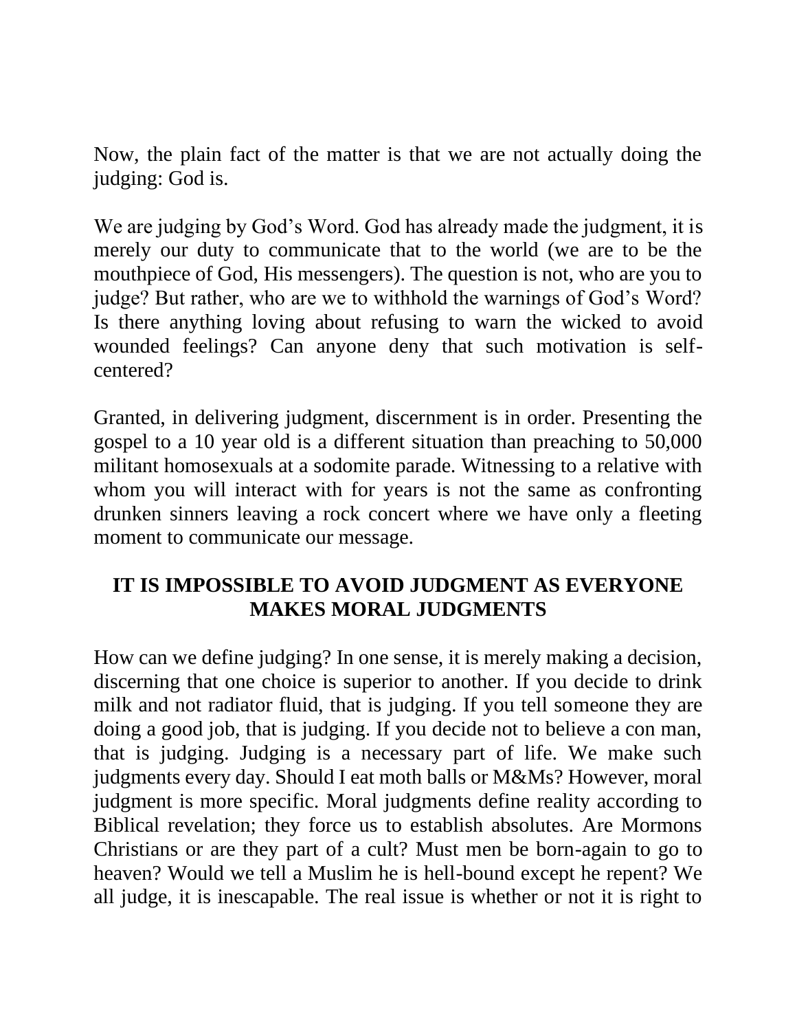Now, the plain fact of the matter is that we are not actually doing the judging: God is.

We are judging by God's Word. God has already made the judgment, it is merely our duty to communicate that to the world (we are to be the mouthpiece of God, His messengers). The question is not, who are you to judge? But rather, who are we to withhold the warnings of God's Word? Is there anything loving about refusing to warn the wicked to avoid wounded feelings? Can anyone deny that such motivation is self-centered?

Granted, in delivering judgment, discernment is in order. Presenting the gospel to a 10 year old is a different situation than preaching to 50,000 militant homosexuals at a sodomite parade. Witnessing to a relative with whom you will interact with for years is not the same as confronting drunken sinners leaving a rock concert where we have only a fleeting moment to communicate our message.

## IT IS IMPOSSIBLE TO AVOID JUDGMENT AS EVERYONE MAKES MORAL JUDGMENTS

How can we define judging? In one sense, it is merely making a decision, discerning that one choice is superior to another. If you decide to drink milk and not radiator fluid, that is judging. If you tell someone they are doing a good job, that is judging. If you decide not to believe a con man, that is judging. Judging is a necessary part of life. We make such judgments every day. Should I eat moth balls or M&Ms? However, moral judgment is more specific. Moral judgments define reality according to Biblical revelation; they force us to establish absolutes. Are Mormons Christians or are they part of a cult? Must men be born-again to go to heaven? Would we tell a Muslim he is hell-bound except he repent? We all judge, it is inescapable. The real issue is whether or not it is right to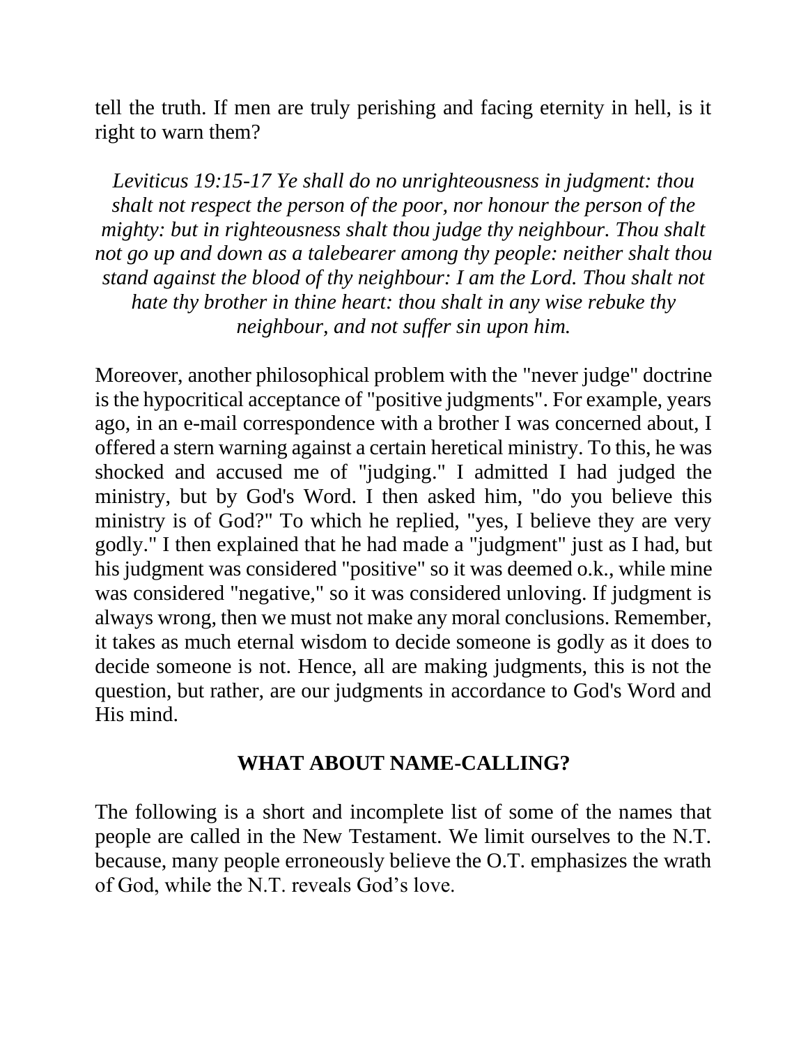tell the truth. If men are truly perishing and facing eternity in hell, is it right to warn them?

*Leviticus 19:15-17 Ye shall do no unrighteousness in judgment: thou shalt not respect the person of the poor, nor honour the person of the mighty: but in righteousness shalt thou judge thy neighbour. Thou shalt not go up and down as a talebearer among thy people: neither shalt thou stand against the blood of thy neighbour: I am the Lord. Thou shalt not hate thy brother in thine heart: thou shalt in any wise rebuke thy neighbour, and not suffer sin upon him.*

Moreover, another philosophical problem with the "never judge" doctrine is the hypocritical acceptance of "positive judgments". For example, years ago, in an e-mail correspondence with a brother I was concerned about, I offered a stern warning against a certain heretical ministry. To this, he was shocked and accused me of "judging." I admitted I had judged the ministry, but by God's Word. I then asked him, "do you believe this ministry is of God?" To which he replied, "yes, I believe they are very godly." I then explained that he had made a "judgment" just as I had, but his judgment was considered "positive" so it was deemed o.k., while mine was considered "negative," so it was considered unloving. If judgment is always wrong, then we must not make any moral conclusions. Remember, it takes as much eternal wisdom to decide someone is godly as it does to decide someone is not. Hence, all are making judgments, this is not the question, but rather, are our judgments in accordance to God's Word and His mind.

## WHAT ABOUT NAME-CALLING?

The following is a short and incomplete list of some of the names that people are called in the New Testament. We limit ourselves to the N.T. because, many people erroneously believe the O.T. emphasizes the wrath of God, while the N.T. reveals God's love.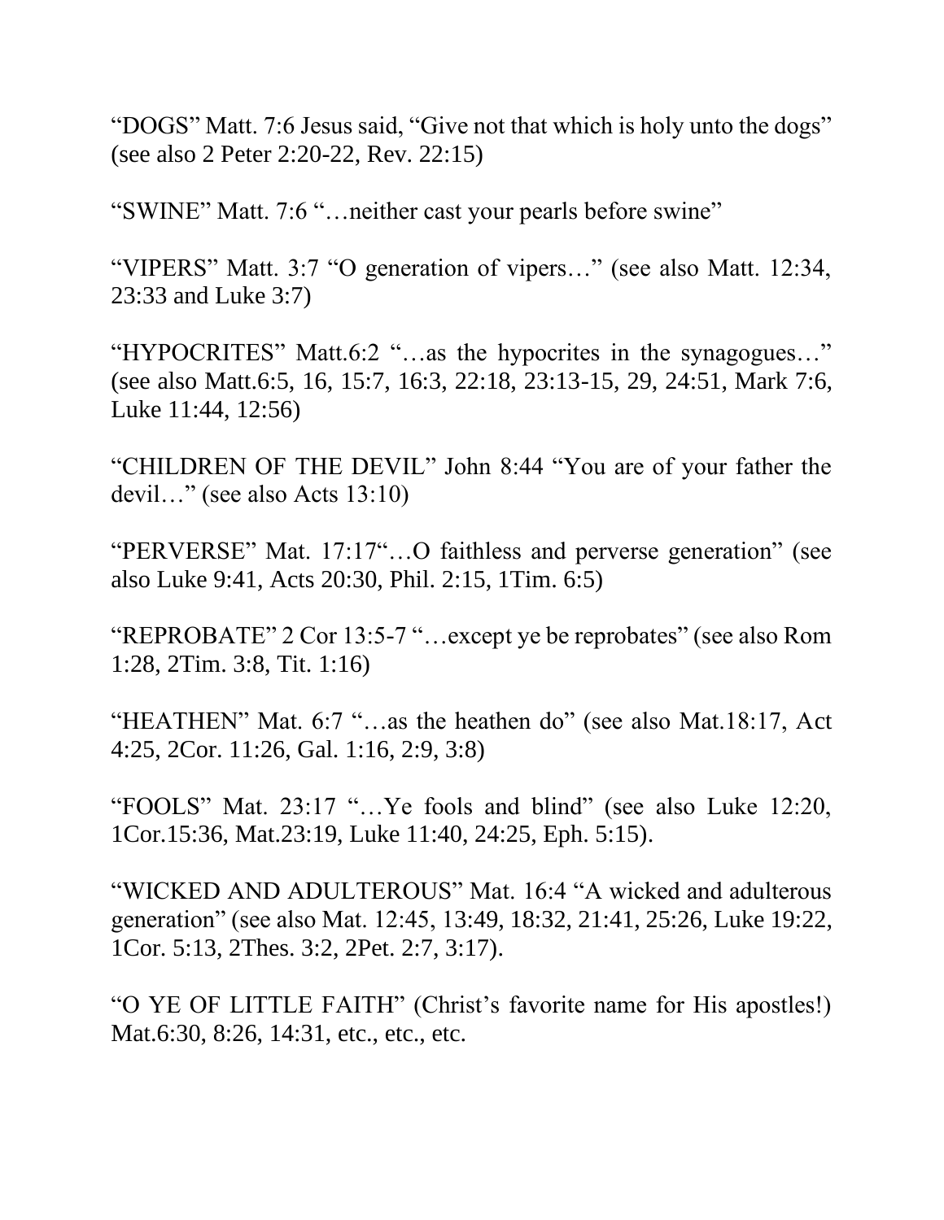"DOGS" Matt. 7:6 Jesus said, "Give not that which is holy unto the dogs" (see also 2 Peter 2:20-22, Rev. 22:15)

"SWINE" Matt. 7:6 "…neither cast your pearls before swine"

"VIPERS" Matt. 3:7 "O generation of vipers…" (see also Matt. 12:34, 23:33 and Luke 3:7)

"HYPOCRITES" Matt.6:2 "…as the hypocrites in the synagogues…" (see also Matt.6:5, 16, 15:7, 16:3, 22:18, 23:13-15, 29, 24:51, Mark 7:6, Luke 11:44, 12:56)

"CHILDREN OF THE DEVIL" John 8:44 "You are of your father the devil…" (see also Acts 13:10)

"PERVERSE" Mat. 17:17"…O faithless and perverse generation" (see also Luke 9:41, Acts 20:30, Phil. 2:15, 1Tim. 6:5)

"REPROBATE" 2 Cor 13:5-7 "…except ye be reprobates" (see also Rom 1:28, 2Tim. 3:8, Tit. 1:16)

"HEATHEN" Mat. 6:7 "…as the heathen do" (see also Mat.18:17, Act 4:25, 2Cor. 11:26, Gal. 1:16, 2:9, 3:8)

"FOOLS" Mat. 23:17 "…Ye fools and blind" (see also Luke 12:20, 1Cor.15:36, Mat.23:19, Luke 11:40, 24:25, Eph. 5:15).

"WICKED AND ADULTEROUS" Mat. 16:4 "A wicked and adulterous generation" (see also Mat. 12:45, 13:49, 18:32, 21:41, 25:26, Luke 19:22, 1Cor. 5:13, 2Thes. 3:2, 2Pet. 2:7, 3:17).

"O YE OF LITTLE FAITH" (Christ's favorite name for His apostles!) Mat.6:30, 8:26, 14:31, etc., etc., etc.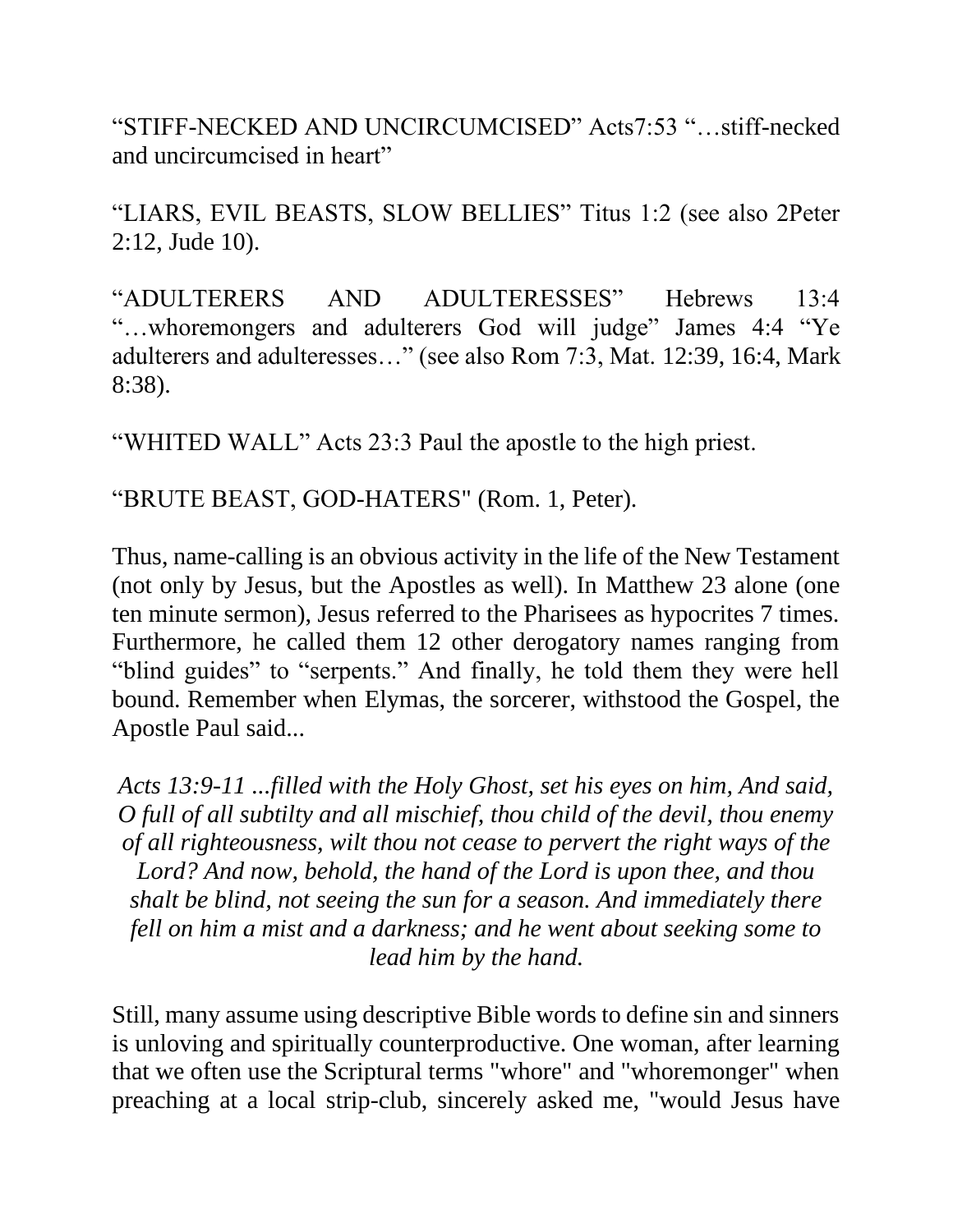“STIFF-NECKED AND UNCIRCUMCISED” Acts7:53 “…stiff-necked and uncircumcised in heart”

“LIARS, EVIL BEASTS, SLOW BELLIES” Titus 1:2 (see also 2Peter 2:12, Jude 10).

“ADULTERERS AND ADULTERESSES” Hebrews 13:4 “…whoremongers and adulterers God will judge” James 4:4 “Ye adulterers and adulteresses…” (see also Rom 7:3, Mat. 12:39, 16:4, Mark 8:38).

“WHITED WALL” Acts 23:3 Paul the apostle to the high priest.

“BRUTE BEAST, GOD-HATERS" (Rom. 1, Peter).

Thus, name-calling is an obvious activity in the life of the New Testament (not only by Jesus, but the Apostles as well). In Matthew 23 alone (one ten minute sermon), Jesus referred to the Pharisees as hypocrites 7 times. Furthermore, he called them 12 other derogatory names ranging from “blind guides” to “serpents.” And finally, he told them they were hell bound. Remember when Elymas, the sorcerer, withstood the Gospel, the Apostle Paul said...

*Acts 13:9-11 ...filled with the Holy Ghost, set his eyes on him, And said, O full of all subtilty and all mischief, thou child of the devil, thou enemy of all righteousness, wilt thou not cease to pervert the right ways of the Lord? And now, behold, the hand of the Lord is upon thee, and thou shalt be blind, not seeing the sun for a season. And immediately there fell on him a mist and a darkness; and he went about seeking some to lead him by the hand.*

Still, many assume using descriptive Bible words to define sin and sinners is unloving and spiritually counterproductive. One woman, after learning that we often use the Scriptural terms "whore" and "whoremonger" when preaching at a local strip-club, sincerely asked me, "would Jesus have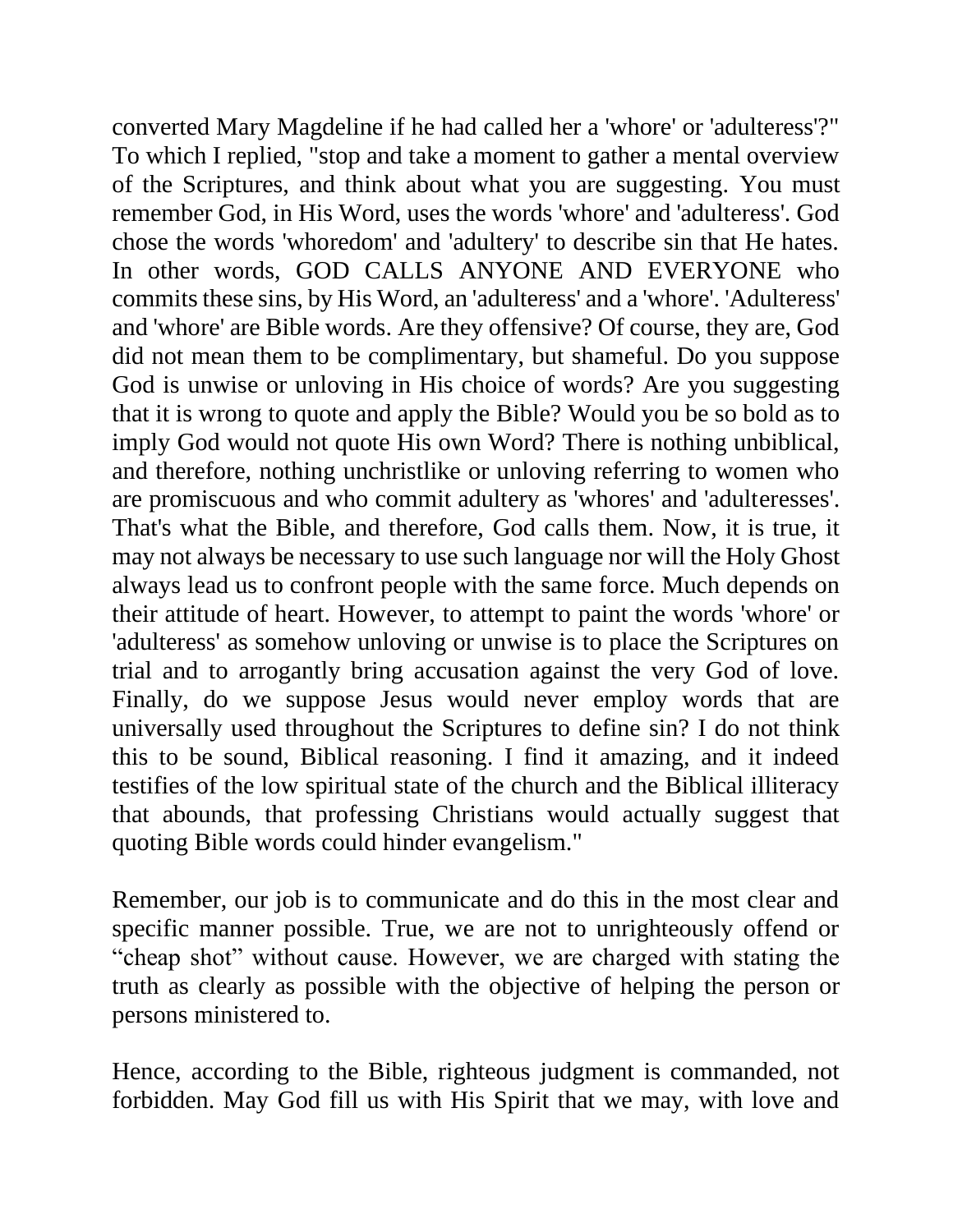converted Mary Magdeline if he had called her a 'whore' or 'adulteress'?" To which I replied, "stop and take a moment to gather a mental overview of the Scriptures, and think about what you are suggesting. You must remember God, in His Word, uses the words 'whore' and 'adulteress'. God chose the words 'whoredom' and 'adultery' to describe sin that He hates. In other words, GOD CALLS ANYONE AND EVERYONE who commits these sins, by His Word, an 'adulteress' and a 'whore'. 'Adulteress' and 'whore' are Bible words. Are they offensive? Of course, they are, God did not mean them to be complimentary, but shameful. Do you suppose God is unwise or unloving in His choice of words? Are you suggesting that it is wrong to quote and apply the Bible? Would you be so bold as to imply God would not quote His own Word? There is nothing unbiblical, and therefore, nothing unchristlike or unloving referring to women who are promiscuous and who commit adultery as 'whores' and 'adulteresses'. That's what the Bible, and therefore, God calls them. Now, it is true, it may not always be necessary to use such language nor will the Holy Ghost always lead us to confront people with the same force. Much depends on their attitude of heart. However, to attempt to paint the words 'whore' or 'adulteress' as somehow unloving or unwise is to place the Scriptures on trial and to arrogantly bring accusation against the very God of love. Finally, do we suppose Jesus would never employ words that are universally used throughout the Scriptures to define sin? I do not think this to be sound, Biblical reasoning. I find it amazing, and it indeed testifies of the low spiritual state of the church and the Biblical illiteracy that abounds, that professing Christians would actually suggest that quoting Bible words could hinder evangelism."

Remember, our job is to communicate and do this in the most clear and specific manner possible. True, we are not to unrighteously offend or "cheap shot" without cause. However, we are charged with stating the truth as clearly as possible with the objective of helping the person or persons ministered to.

Hence, according to the Bible, righteous judgment is commanded, not forbidden. May God fill us with His Spirit that we may, with love and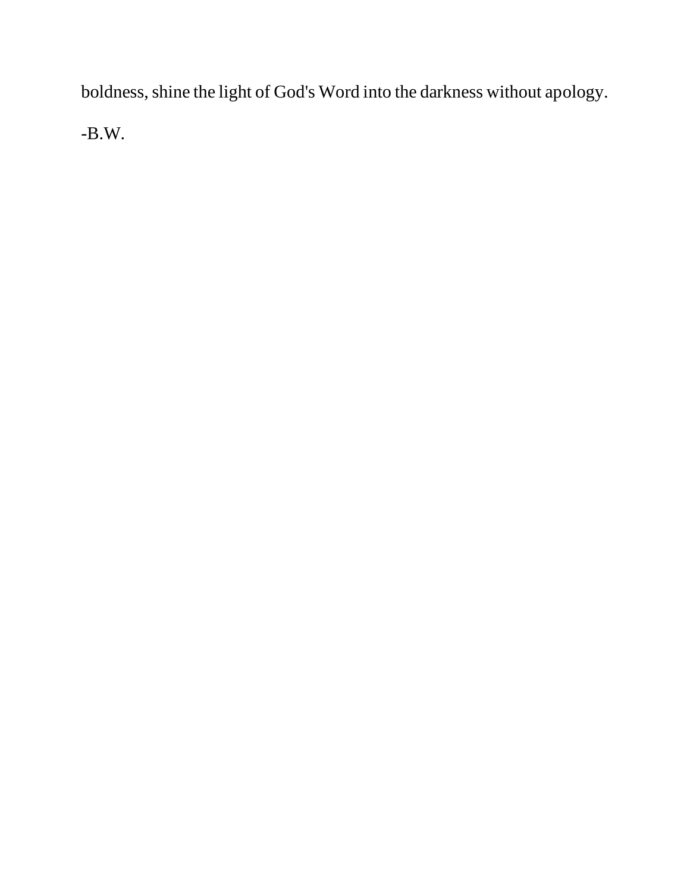boldness, shine the light of God's Word into the darkness without apology.

-B.W.